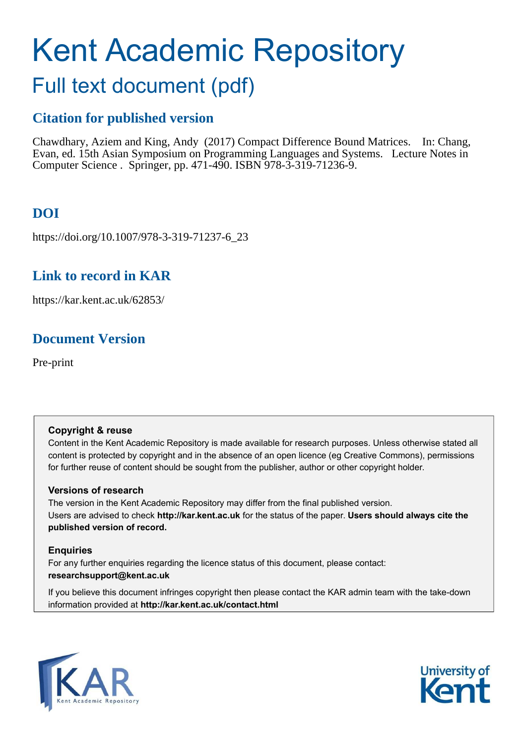# Kent Academic Repository

## Full text document (pdf)

### Citation for published version

Chawdhary, Aziem and King, Andy (2017) Compact Difference Bound Matrices. In: Chang, Evan, ed. 15th Asian Symposium on Programming Languages and Systems. Lecture Notes in Computer Science . Springer, pp. 471-490. ISBN 978-3-319-71236-9.

### DOI

https://doi.org/10.1007/978-3-319-71237-6_23

### Link to record in KAR

https://kar.kent.ac.uk/62853/

### Document Version

Pre-print

**Copyright & reuse**

Content in the Kent Academic Repository is made available for research purposes. Unless otherwise stated all content is protected by copyright and in the absence of an open licence (eg Creative Commons), permissions for further reuse of content should be sought from the publisher, author or other copyright holder.

**Versions of research**

The version in the Kent Academic Repository may differ from the final published version. Users are advised to check **http://kar.kent.ac.uk** for the status of the paper. **Users should always cite the published version of record.**

**Enquiries**

For any further enquiries regarding the licence status of this document, please contact: **researchsupport@kent.ac.uk**

If you believe this document infringes copyright then please contact the KAR admin team with the take-down information provided at **http://kar.kent.ac.uk/contact.html**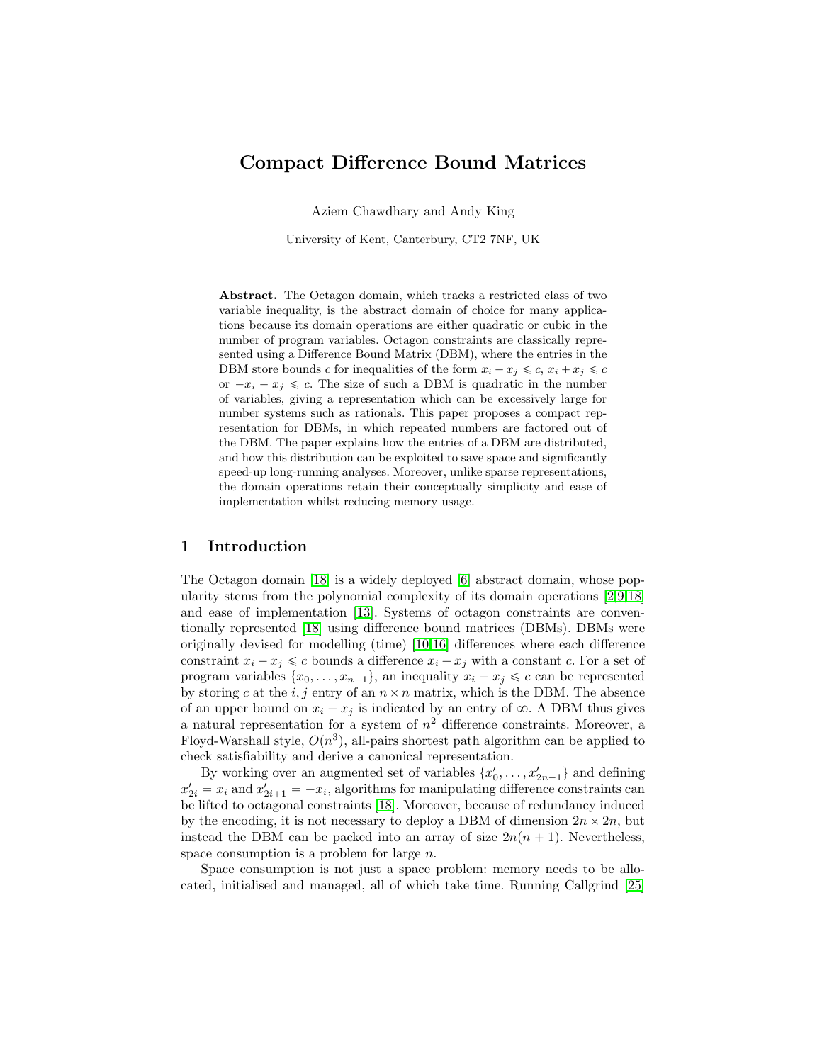# Compact Difference Bound Matrices

Aziem Chawdhary and Andy King

University of Kent, Canterbury, CT2 7NF, UK

**Abstract.** The Octagon domain, which tracks a restricted class of two variable inequality, is the abstract domain of choice for many applications because its domain operations are either quadratic or cubic in the number of program variables. Octagon constraints are classically represented using a Difference Bound Matrix (DBM), where the entries in the DBM store bounds $c$ for inequalities of the form $x_i - x_j \leqslant c$, $x_i + x_j \leqslant c$ or $-x_i - x_j \leqslant c$. The size of such a DBM is quadratic in the number of variables, giving a representation which can be excessively large for number systems such as rationals. This paper proposes a compact representation for DBMs, in which repeated numbers are factored out of the DBM. The paper explains how the entries of a DBM are distributed, and how this distribution can be exploited to save space and significantly speed-up long-running analyses. Moreover, unlike sparse representations, the domain operations retain their conceptually simplicity and ease of implementation whilst reducing memory usage.

## 1 Introduction

The Octagon domain [18] is a widely deployed [6] abstract domain, whose popularity stems from the polynomial complexity of its domain operations [2,9,18] and ease of implementation [13]. Systems of octagon constraints are conventionally represented [18] using difference bound matrices (DBMs). DBMs were originally devised for modelling (time) [10,16] differences where each difference constraint $x_i - x_j \leqslant c$ bounds a difference $x_i - x_j$ with a constant $c$. For a set of program variables $\{x_0, \ldots, x_{n-1}\}$, an inequality $x_i - x_j \leqslant c$ can be represented by storing $c$ at the $i, j$ entry of an $n \times n$ matrix, which is the DBM. The absence of an upper bound on $x_i - x_j$ is indicated by an entry of $\infty$. A DBM thus gives a natural representation for a system of $n^2$ difference constraints. Moreover, a Floyd-Warshall style, $O(n^3)$, all-pairs shortest path algorithm can be applied to check satisfiability and derive a canonical representation.

By working over an augmented set of variables $\{x'_0, \ldots, x'_{2n-1}\}$ and defining $x'_{2i} = x_i$ and $x'_{2i+1} = -x_i$, algorithms for manipulating difference constraints can be lifted to octagonal constraints [18]. Moreover, because of redundancy induced by the encoding, it is not necessary to deploy a DBM of dimension $2n \times 2n$, but instead the DBM can be packed into an array of size $2n(n + 1)$. Nevertheless, space consumption is a problem for large $n$.

Space consumption is not just a space problem: memory needs to be allocated, initialised and managed, all of which take time. Running Callgrind [25]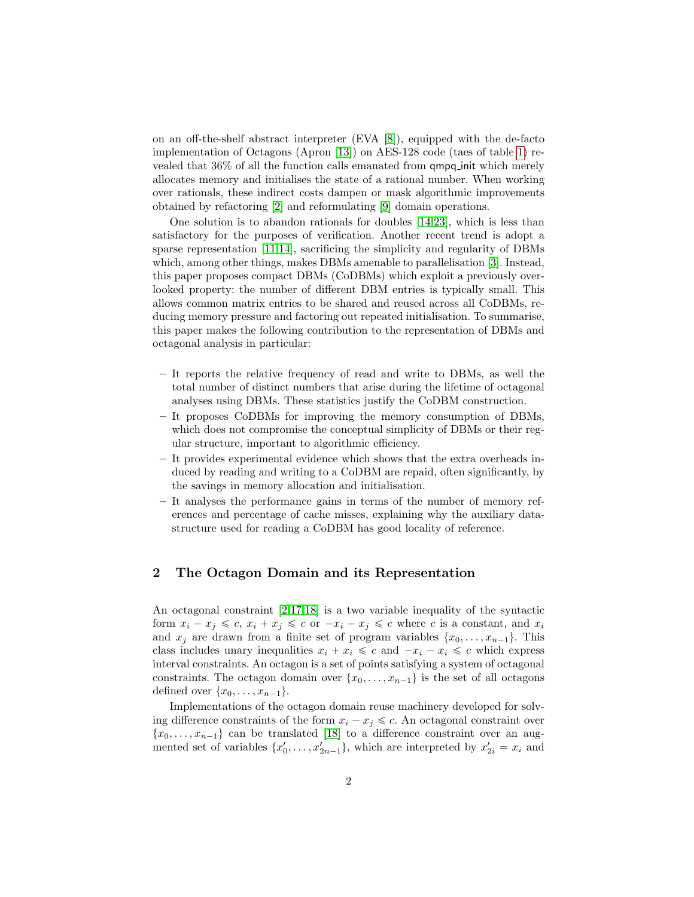on an off-the-shelf abstract interpreter (EVA [8]), equipped with the de-facto implementation of Octagons (Apron [13]) on AES-128 code (taes of table 1) revealed that 36% of all the function calls emanated from qmpq_init which merely allocates memory and initialises the state of a rational number. When working over rationals, these indirect costs dampen or mask algorithmic improvements obtained by refactoring [2] and reformulating [9] domain operations.

One solution is to abandon rationals for doubles [14,23], which is less than satisfactory for the purposes of verification. Another recent trend is adopt a sparse representation [11,14], sacrificing the simplicity and regularity of DBMs which, among other things, makes DBMs amenable to parallelisation [3]. Instead, this paper proposes compact DBMs (CoDBMs) which exploit a previously overlooked property: the number of different DBM entries is typically small. This allows common matrix entries to be shared and reused across all CoDBMs, reducing memory pressure and factoring out repeated initialisation. To summarise, this paper makes the following contribution to the representation of DBMs and octagonal analysis in particular:

- It reports the relative frequency of read and write to DBMs, as well the total number of distinct numbers that arise during the lifetime of octagonal analyses using DBMs. These statistics justify the CoDBM construction.
- It proposes CoDBMs for improving the memory consumption of DBMs, which does not compromise the conceptual simplicity of DBMs or their regular structure, important to algorithmic efficiency.
- It provides experimental evidence which shows that the extra overheads induced by reading and writing to a CoDBM are repaid, often significantly, by the savings in memory allocation and initialisation.
- It analyses the performance gains in terms of the number of memory references and percentage of cache misses, explaining why the auxiliary data-structure used for reading a CoDBM has good locality of reference.

## 2 The Octagon Domain and its Representation

An octagonal constraint [2,17,18] is a two variable inequality of the syntactic form $x_i - x_j \leqslant c$, $x_i + x_j \leqslant c$ or $-x_i - x_j \leqslant c$ where $c$ is a constant, and $x_i$ and $x_j$ are drawn from a finite set of program variables $\{x_0, \ldots, x_{n-1}\}$. This class includes unary inequalities $x_i + x_i \leqslant c$ and $-x_i - x_i \leqslant c$ which express interval constraints. An octagon is a set of points satisfying a system of octagonal constraints. The octagon domain over $\{x_0, \ldots, x_{n-1}\}$ is the set of all octagons defined over $\{x_0, \ldots, x_{n-1}\}$.

Implementations of the octagon domain reuse machinery developed for solving difference constraints of the form $x_i - x_j \leqslant c$. An octagonal constraint over $\{x_0, \ldots, x_{n-1}\}$ can be translated [18] to a difference constraint over an augmented set of variables $\{x'_0, \ldots, x'_{2n-1}\}$, which are interpreted by $x'_{2i} = x_i$ and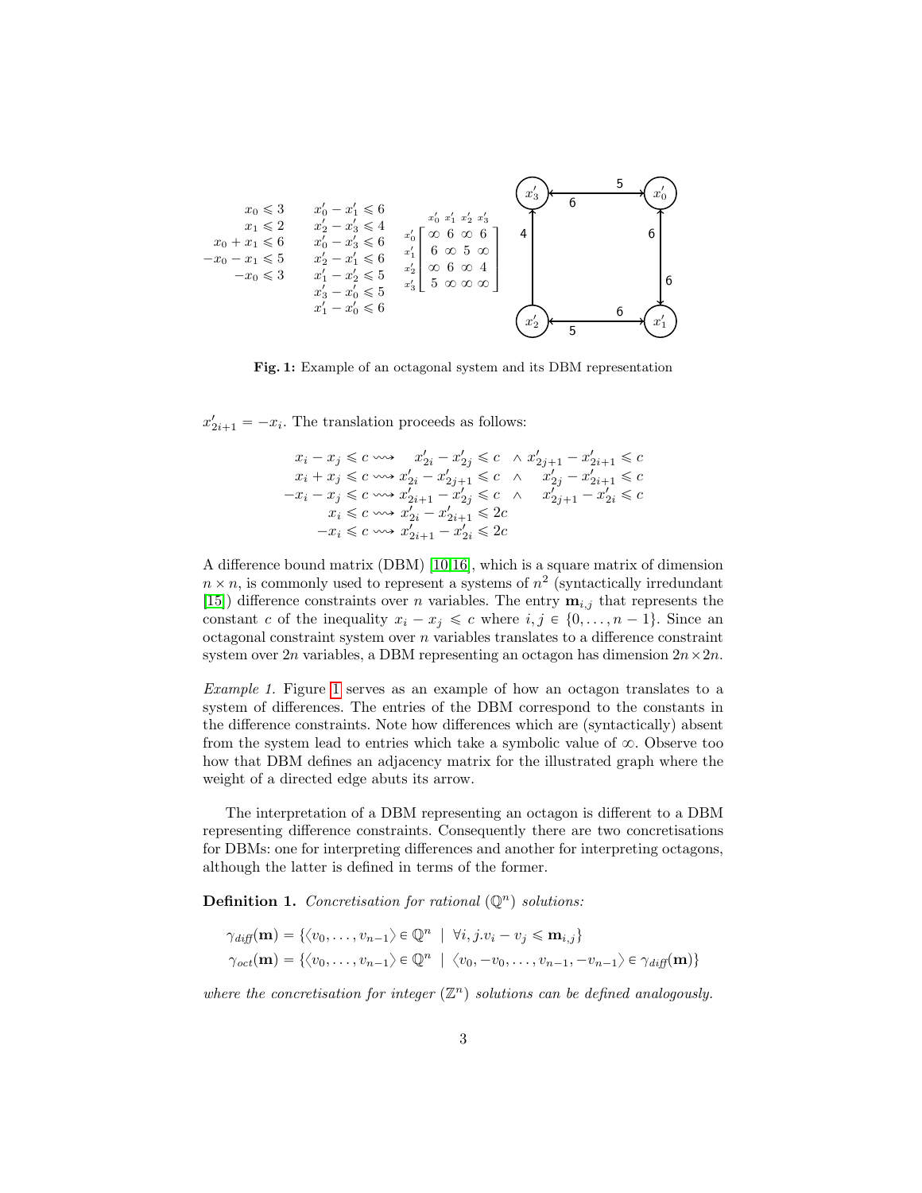$$
\begin{array}{rr}
x_0 \leqslant 3 & x'_0 - x'_1 \leqslant 6 \\
x_1 \leqslant 2 & x'_2 - x'_3 \leqslant 4 \\
x_0 + x_1 \leqslant 6 & x'_0 - x'_3 \leqslant 6 \\
-x_0 - x_1 \leqslant 5 & x'_2 - x'_1 \leqslant 6 \\
-x_0 \leqslant 3 & x'_1 - x'_2 \leqslant 5 \\
 & x'_3 - x'_0 \leqslant 5 \\
 & x'_1 - x'_0 \leqslant 6
\end{array}
\qquad
\begin{array}{c|cccc}
 & x'_0 & x'_1 & x'_2 & x'_3 \\
\hline
x'_0 & \infty & 6 & \infty & 6 \\
x'_1 & 6 & \infty & 5 & \infty \\
x'_2 & \infty & 6 & \infty & 4 \\
x'_3 & 5 & \infty & \infty & \infty
\end{array}
$$

**Fig. 1:** Example of an octagonal system and its DBM representation

$x'_{2i+1} = -x_i$. The translation proceeds as follows:

$$
\begin{array}{rll}
x_i - x_j \leqslant c \rightsquigarrow & x'_{2i} - x'_{2j} \leqslant c & \wedge\ x'_{2j+1} - x'_{2i+1} \leqslant c \\
x_i + x_j \leqslant c \rightsquigarrow & x'_{2i} - x'_{2j+1} \leqslant c & \wedge\ x'_{2j} - x'_{2i+1} \leqslant c \\
-x_i - x_j \leqslant c \rightsquigarrow & x'_{2i+1} - x'_{2j} \leqslant c & \wedge\ x'_{2j+1} - x'_{2i} \leqslant c \\
x_i \leqslant c \rightsquigarrow & x'_{2i} - x'_{2i+1} \leqslant 2c & \\
-x_i \leqslant c \rightsquigarrow & x'_{2i+1} - x'_{2i} \leqslant 2c &
\end{array}
$$

A difference bound matrix (DBM) [10,16], which is a square matrix of dimension $n \times n$, is commonly used to represent a systems of $n^2$ (syntactically irredundant [15]) difference constraints over $n$ variables. The entry $\mathbf{m}_{i,j}$ that represents the constant $c$ of the inequality $x_i - x_j \leqslant c$ where $i, j \in \{0, \ldots, n-1\}$. Since an octagonal constraint system over $n$ variables translates to a difference constraint system over $2n$ variables, a DBM representing an octagon has dimension $2n \times 2n$.

*Example 1.* Figure 1 serves as an example of how an octagon translates to a system of differences. The entries of the DBM correspond to the constants in the difference constraints. Note how differences which are (syntactically) absent from the system lead to entries which take a symbolic value of $\infty$. Observe too how that DBM defines an adjacency matrix for the illustrated graph where the weight of a directed edge abuts its arrow.

The interpretation of a DBM representing an octagon is different to a DBM representing difference constraints. Consequently there are two concretisations for DBMs: one for interpreting differences and another for interpreting octagons, although the latter is defined in terms of the former.

**Definition 1.** *Concretisation for rational ($\mathbb{Q}^n$) solutions:*

$$
\begin{aligned}
\gamma_{\mathit{diff}}(\mathbf{m}) &= \{\langle v_0, \ldots, v_{n-1}\rangle \in \mathbb{Q}^n \mid \forall i, j. v_i - v_j \leqslant \mathbf{m}_{i,j}\} \\
\gamma_{\mathit{oct}}(\mathbf{m}) &= \{\langle v_0, \ldots, v_{n-1}\rangle \in \mathbb{Q}^n \mid \langle v_0, -v_0, \ldots, v_{n-1}, -v_{n-1}\rangle \in \gamma_{\mathit{diff}}(\mathbf{m})\}
\end{aligned}
$$

*where the concretisation for integer ($\mathbb{Z}^n$) solutions can be defined analogously.*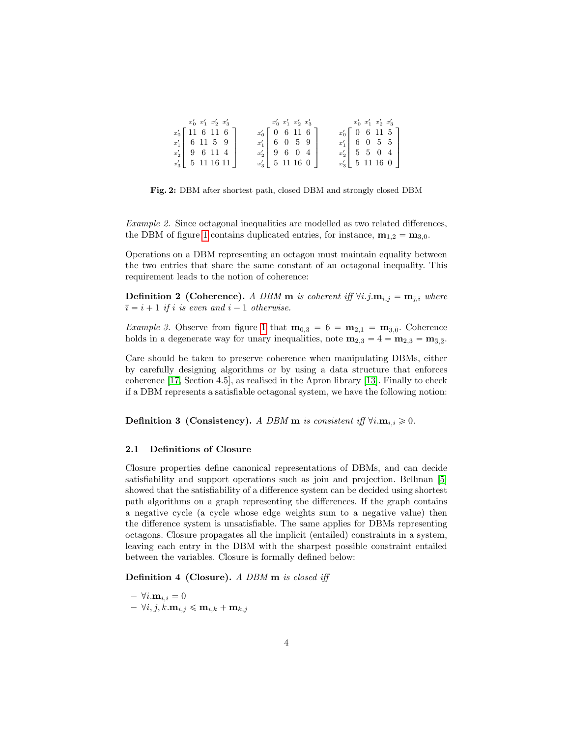$$
\begin{array}{c} \\ x'_0 \\ x'_1 \\ x'_2 \\ x'_3 \end{array}
\begin{array}{c} \begin{array}{cccc} x'_0 & x'_1 & x'_2 & x'_3 \end{array} \\ \begin{bmatrix} 11 & 6 & 11 & 6 \\ 6 & 11 & 5 & 9 \\ 9 & 6 & 11 & 4 \\ 5 & 11 & 16 & 11 \end{bmatrix} \end{array}
\qquad
\begin{array}{c} \\ x'_0 \\ x'_1 \\ x'_2 \\ x'_3 \end{array}
\begin{array}{c} \begin{array}{cccc} x'_0 & x'_1 & x'_2 & x'_3 \end{array} \\ \begin{bmatrix} 0 & 6 & 11 & 6 \\ 6 & 0 & 5 & 9 \\ 9 & 6 & 0 & 4 \\ 5 & 11 & 16 & 0 \end{bmatrix} \end{array}
\qquad
\begin{array}{c} \\ x'_0 \\ x'_1 \\ x'_2 \\ x'_3 \end{array}
\begin{array}{c} \begin{array}{cccc} x'_0 & x'_1 & x'_2 & x'_3 \end{array} \\ \begin{bmatrix} 0 & 6 & 11 & 5 \\ 6 & 0 & 5 & 5 \\ 5 & 5 & 0 & 4 \\ 5 & 11 & 16 & 0 \end{bmatrix} \end{array}
$$

**Fig. 2:** DBM after shortest path, closed DBM and strongly closed DBM

*Example 2.* Since octagonal inequalities are modelled as two related differences, the DBM of figure 1 contains duplicated entries, for instance, $\mathbf{m}_{1,2} = \mathbf{m}_{3,0}$.

Operations on a DBM representing an octagon must maintain equality between the two entries that share the same constant of an octagonal inequality. This requirement leads to the notion of coherence:

**Definition 2 (Coherence).** *A DBM* $\mathbf{m}$ *is coherent iff* $\forall i.j.\mathbf{m}_{i,j} = \mathbf{m}_{\bar{j},\bar{\imath}}$ *where* $\bar{\imath} = i + 1$ *if* $i$ *is even and* $i - 1$ *otherwise.*

*Example 3.* Observe from figure 1 that $\mathbf{m}_{0,3} = 6 = \mathbf{m}_{2,1} = \mathbf{m}_{\bar{3},\bar{0}}$. Coherence holds in a degenerate way for unary inequalities, note $\mathbf{m}_{2,3} = 4 = \mathbf{m}_{2,3} = \mathbf{m}_{\bar{3},\bar{2}}$.

Care should be taken to preserve coherence when manipulating DBMs, either by carefully designing algorithms or by using a data structure that enforces coherence [17, Section 4.5], as realised in the Apron library [13]. Finally to check if a DBM represents a satisfiable octagonal system, we have the following notion:

**Definition 3 (Consistency).** *A DBM* $\mathbf{m}$ *is consistent iff* $\forall i.\mathbf{m}_{i,i} \geqslant 0$.

### 2.1 Definitions of Closure

Closure properties define canonical representations of DBMs, and can decide satisfiability and support operations such as join and projection. Bellman [5] showed that the satisfiability of a difference system can be decided using shortest path algorithms on a graph representing the differences. If the graph contains a negative cycle (a cycle whose edge weights sum to a negative value) then the difference system is unsatisfiable. The same applies for DBMs representing octagons. Closure propagates all the implicit (entailed) constraints in a system, leaving each entry in the DBM with the sharpest possible constraint entailed between the variables. Closure is formally defined below:

**Definition 4 (Closure).** *A DBM* $\mathbf{m}$ *is closed iff*

- $\forall i.\mathbf{m}_{i,i} = 0$
- $\forall i, j, k.\mathbf{m}_{i,j} \leqslant \mathbf{m}_{i,k} + \mathbf{m}_{k,j}$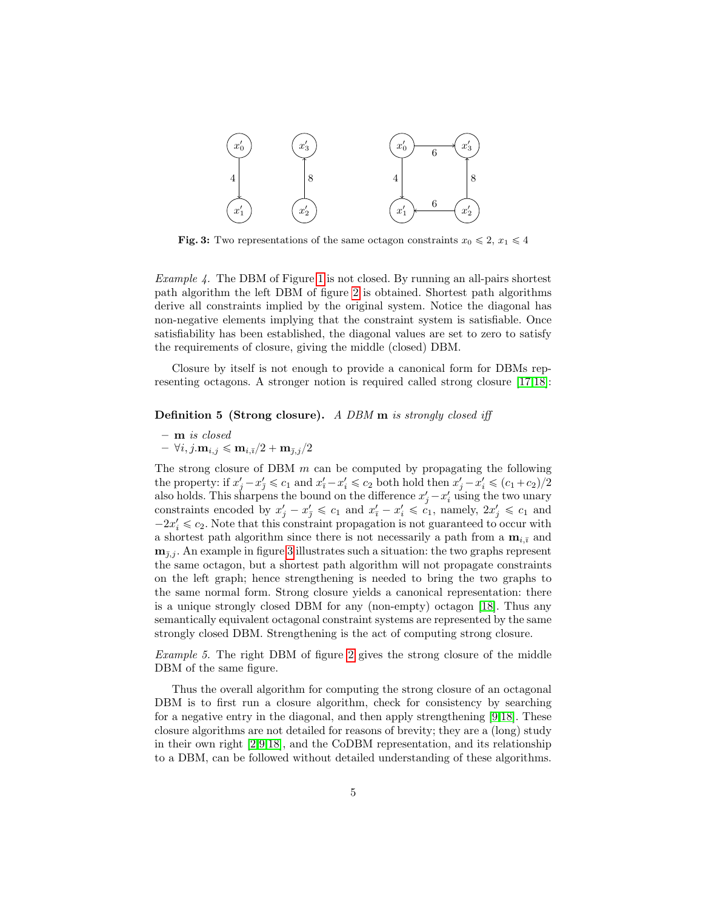**Fig. 3:** Two representations of the same octagon constraints $x_0 \leqslant 2$, $x_1 \leqslant 4$

*Example 4.* The DBM of Figure 1 is not closed. By running an all-pairs shortest path algorithm the left DBM of figure 2 is obtained. Shortest path algorithms derive all constraints implied by the original system. Notice the diagonal has non-negative elements implying that the constraint system is satisfiable. Once satisfiability has been established, the diagonal values are set to zero to satisfy the requirements of closure, giving the middle (closed) DBM.

Closure by itself is not enough to provide a canonical form for DBMs representing octagons. A stronger notion is required called strong closure [17,18]:

**Definition 5 (Strong closure).** *A DBM* $\mathbf{m}$ *is strongly closed iff*

- $\mathbf{m}$ *is closed*
- $\forall i, j.\mathbf{m}_{i,j} \leqslant \mathbf{m}_{i,\bar{\imath}}/2 + \mathbf{m}_{\bar{\jmath},j}/2$

The strong closure of DBM $m$ can be computed by propagating the following the property: if $x'_j - x'_{\bar{\jmath}} \leqslant c_1$ and $x'_{\bar{\imath}} - x'_i \leqslant c_2$ both hold then $x'_j - x'_i \leqslant (c_1 + c_2)/2$ also holds. This sharpens the bound on the difference $x'_j - x'_i$ using the two unary constraints encoded by $x'_j - x'_{\bar{\jmath}} \leqslant c_1$ and $x'_{\bar{\imath}} - x'_i \leqslant c_1$, namely, $2x'_j \leqslant c_1$ and $-2x'_i \leqslant c_2$. Note that this constraint propagation is not guaranteed to occur with a shortest path algorithm since there is not necessarily a path from a $\mathbf{m}_{i,\bar{\imath}}$ and $\mathbf{m}_{\bar{\jmath},j}$. An example in figure 3 illustrates such a situation: the two graphs represent the same octagon, but a shortest path algorithm will not propagate constraints on the left graph; hence strengthening is needed to bring the two graphs to the same normal form. Strong closure yields a canonical representation: there is a unique strongly closed DBM for any (non-empty) octagon [18]. Thus any semantically equivalent octagonal constraint systems are represented by the same strongly closed DBM. Strengthening is the act of computing strong closure.

*Example 5.* The right DBM of figure 2 gives the strong closure of the middle DBM of the same figure.

Thus the overall algorithm for computing the strong closure of an octagonal DBM is to first run a closure algorithm, check for consistency by searching for a negative entry in the diagonal, and then apply strengthening [9,18]. These closure algorithms are not detailed for reasons of brevity; they are a (long) study in their own right [2,9,18], and the CoDBM representation, and its relationship to a DBM, can be followed without detailed understanding of these algorithms.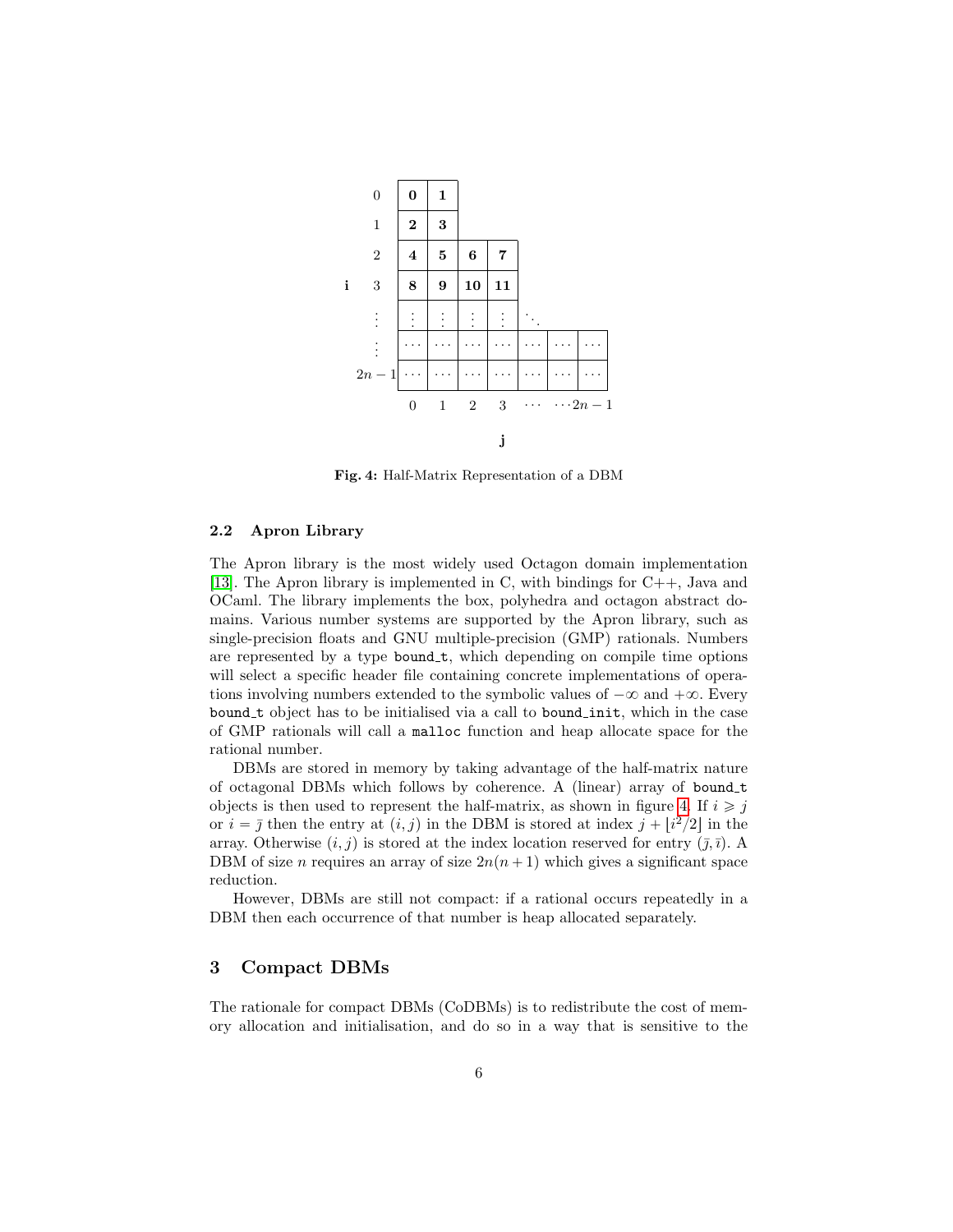|  | 0 | 1 | 2 | 3 | ⋯ | ⋯ | $2n-1$ |
|---|---|---|---|---|---|---|---|
| 0 | **0** | **1** |  |  |  |  |  |
| 1 | **2** | **3** |  |  |  |  |  |
| 2 | **4** | **5** | **6** | **7** |  |  |  |
| 3 | **8** | **9** | **10** | **11** |  |  |  |
| ⋮ | ⋮ | ⋮ | ⋮ | ⋮ | ⋱ |  |  |
| ⋮ | ⋯ | ⋯ | ⋯ | ⋯ | ⋯ | ⋯ | ⋯ |
| $2n-1$ | ⋯ | ⋯ | ⋯ | ⋯ | ⋯ | ⋯ | ⋯ |

(rows: **i**, columns: **j**)

**Fig. 4:** Half-Matrix Representation of a DBM

### 2.2 Apron Library

The Apron library is the most widely used Octagon domain implementation [13]. The Apron library is implemented in C, with bindings for C++, Java and OCaml. The library implements the box, polyhedra and octagon abstract domains. Various number systems are supported by the Apron library, such as single-precision floats and GNU multiple-precision (GMP) rationals. Numbers are represented by a type `bound_t`, which depending on compile time options will select a specific header file containing concrete implementations of operations involving numbers extended to the symbolic values of $-\infty$ and $+\infty$. Every `bound_t` object has to be initialised via a call to `bound_init`, which in the case of GMP rationals will call a `malloc` function and heap allocate space for the rational number.

DBMs are stored in memory by taking advantage of the half-matrix nature of octagonal DBMs which follows by coherence. A (linear) array of `bound_t` objects is then used to represent the half-matrix, as shown in figure 4. If $i \geqslant j$ or $i = \bar{j}$ then the entry at $(i, j)$ in the DBM is stored at index $j + \lfloor i^2/2 \rfloor$ in the array. Otherwise $(i, j)$ is stored at the index location reserved for entry $(\bar{j}, \bar{\imath})$. A DBM of size $n$ requires an array of size $2n(n+1)$ which gives a significant space reduction.

However, DBMs are still not compact: if a rational occurs repeatedly in a DBM then each occurrence of that number is heap allocated separately.

## 3 Compact DBMs

The rationale for compact DBMs (CoDBMs) is to redistribute the cost of memory allocation and initialisation, and do so in a way that is sensitive to the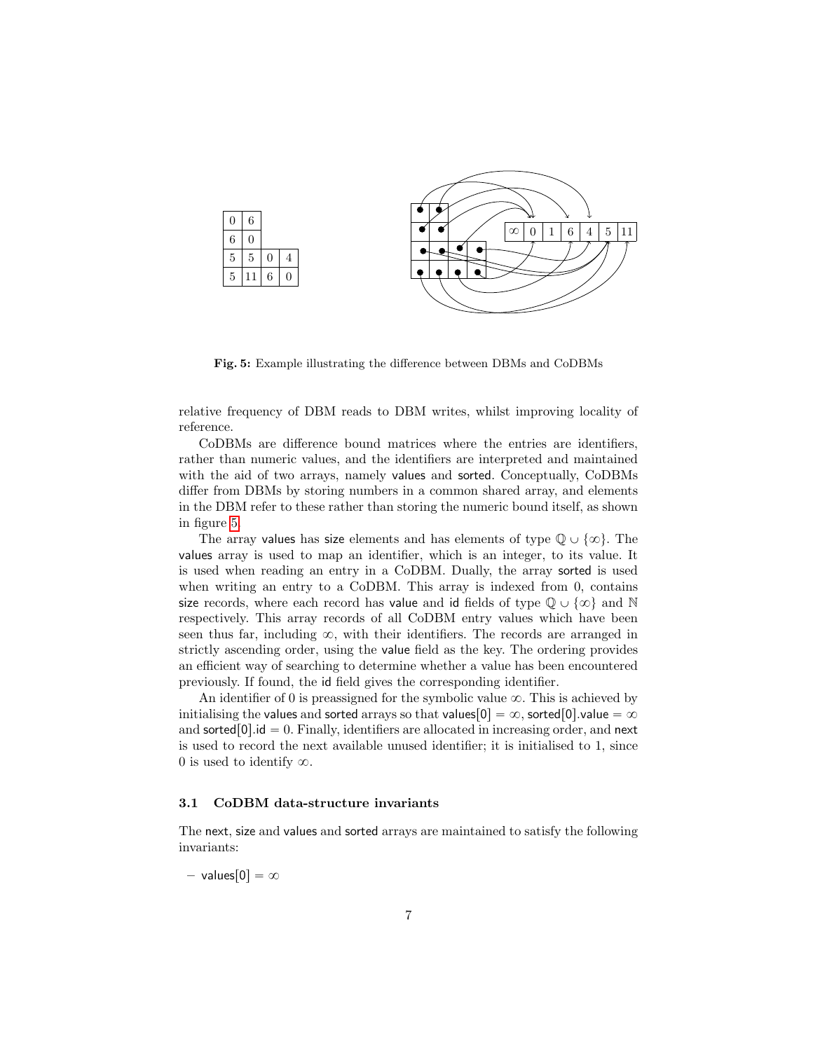| 0 | 6 | | |
|---|---|---|---|
| 6 | 0 | | |
| 5 | 5 | 0 | 4 |
| 5 | 11 | 6 | 0 |

| ∞ | 0 | 1 | 6 | 4 | 5 | 11 |
|---|---|---|---|---|---|---|

**Fig. 5:** Example illustrating the difference between DBMs and CoDBMs

relative frequency of DBM reads to DBM writes, whilst improving locality of reference.

CoDBMs are difference bound matrices where the entries are identifiers, rather than numeric values, and the identifiers are interpreted and maintained with the aid of two arrays, namely values and sorted. Conceptually, CoDBMs differ from DBMs by storing numbers in a common shared array, and elements in the DBM refer to these rather than storing the numeric bound itself, as shown in figure 5.

The array values has size elements and has elements of type $\mathbb{Q} \cup \{\infty\}$. The values array is used to map an identifier, which is an integer, to its value. It is used when reading an entry in a CoDBM. Dually, the array sorted is used when writing an entry to a CoDBM. This array is indexed from 0, contains size records, where each record has value and id fields of type $\mathbb{Q} \cup \{\infty\}$ and $\mathbb{N}$ respectively. This array records of all CoDBM entry values which have been seen thus far, including $\infty$, with their identifiers. The records are arranged in strictly ascending order, using the value field as the key. The ordering provides an efficient way of searching to determine whether a value has been encountered previously. If found, the id field gives the corresponding identifier.

An identifier of 0 is preassigned for the symbolic value $\infty$. This is achieved by initialising the values and sorted arrays so that $\mathsf{values}[0] = \infty$, $\mathsf{sorted}[0].\mathsf{value} = \infty$ and $\mathsf{sorted}[0].\mathsf{id} = 0$. Finally, identifiers are allocated in increasing order, and next is used to record the next available unused identifier; it is initialised to 1, since 0 is used to identify $\infty$.

### 3.1 CoDBM data-structure invariants

The next, size and values and sorted arrays are maintained to satisfy the following invariants:

- $\mathsf{values}[0] = \infty$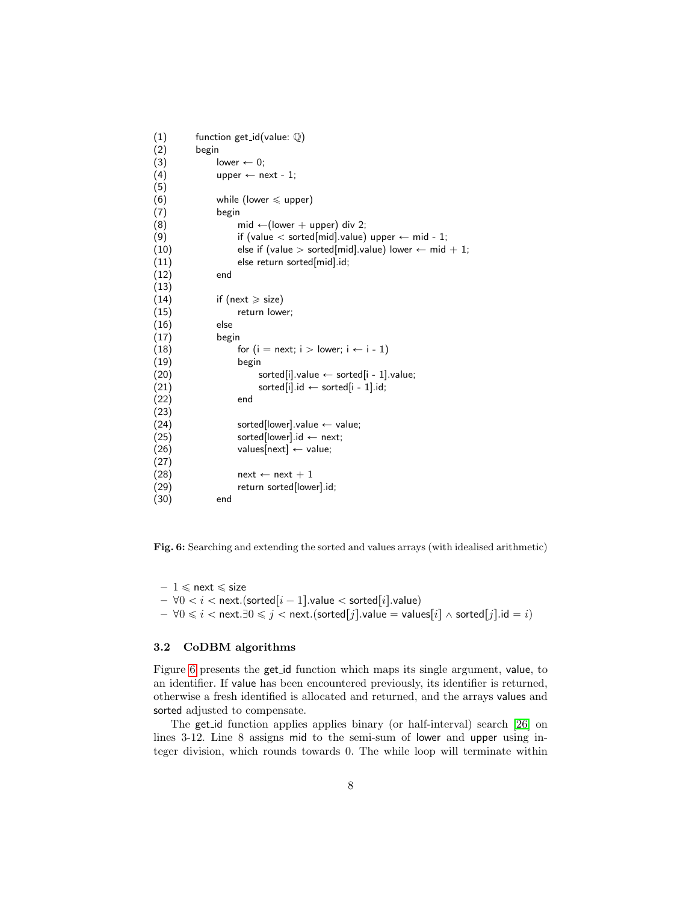```
(1)     function get_id(value: ℚ)
(2)     begin
(3)         lower ← 0;
(4)         upper ← next - 1;
(5)
(6)         while (lower ⩽ upper)
(7)         begin
(8)             mid ←(lower + upper) div 2;
(9)             if (value < sorted[mid].value) upper ← mid - 1;
(10)            else if (value > sorted[mid].value) lower ← mid + 1;
(11)            else return sorted[mid].id;
(12)        end
(13)
(14)        if (next ⩾ size)
(15)            return lower;
(16)        else
(17)        begin
(18)            for (i = next; i > lower; i ← i - 1)
(19)            begin
(20)                sorted[i].value ← sorted[i - 1].value;
(21)                sorted[i].id ← sorted[i - 1].id;
(22)            end
(23)
(24)            sorted[lower].value ← value;
(25)            sorted[lower].id ← next;
(26)            values[next] ← value;
(27)
(28)            next ← next + 1
(29)            return sorted[lower].id;
(30)        end
```

**Fig. 6:** Searching and extending the sorted and values arrays (with idealised arithmetic)

- $1 \leqslant \mathsf{next} \leqslant \mathsf{size}$
- $\forall 0 < i < \mathsf{next}.(\mathsf{sorted}[i-1].\mathsf{value} < \mathsf{sorted}[i].\mathsf{value})$
- $\forall 0 \leqslant i < \mathsf{next}.\exists 0 \leqslant j < \mathsf{next}.(\mathsf{sorted}[j].\mathsf{value} = \mathsf{values}[i] \wedge \mathsf{sorted}[j].\mathsf{id} = i)$

### 3.2 CoDBM algorithms

Figure 6 presents the get_id function which maps its single argument, value, to an identifier. If value has been encountered previously, its identifier is returned, otherwise a fresh identified is allocated and returned, and the arrays values and sorted adjusted to compensate.

The get_id function applies applies binary (or half-interval) search [26] on lines 3-12. Line 8 assigns mid to the semi-sum of lower and upper using integer division, which rounds towards 0. The while loop will terminate within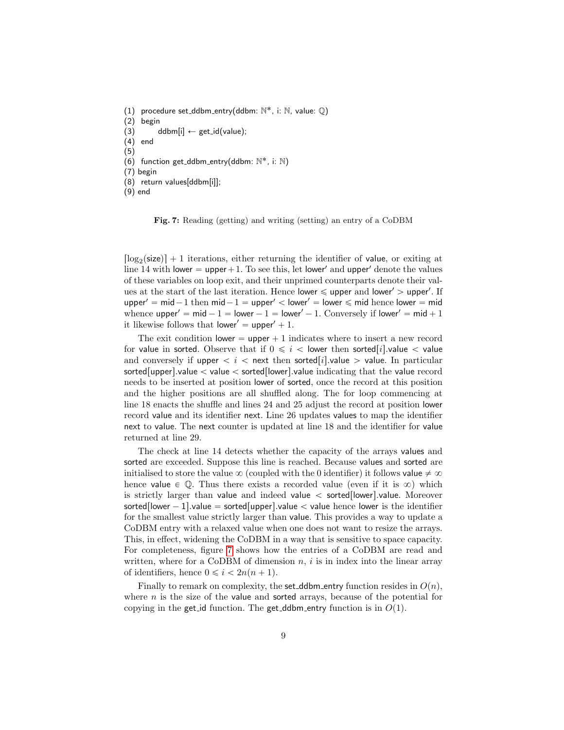```
(1)  procedure set_ddbm_entry(ddbm: ℕ*, i: ℕ, value: ℚ)
(2)  begin
(3)       ddbm[i] ← get_id(value);
(4)  end
(5)
(6)  function get_ddbm_entry(ddbm: ℕ*, i: ℕ)
(7)  begin
(8)  return values[ddbm[i]];
(9)  end
```

**Fig. 7:** Reading (getting) and writing (setting) an entry of a CoDBM

$\lceil \log_2(\text{size}) \rceil + 1$ iterations, either returning the identifier of value, or exiting at line 14 with $\text{lower} = \text{upper} + 1$. To see this, let $\text{lower}'$ and $\text{upper}'$ denote the values of these variables on loop exit, and their unprimed counterparts denote their values at the start of the last iteration. Hence $\text{lower} \leqslant \text{upper}$ and $\text{lower}' > \text{upper}'$. If $\text{upper}' = \text{mid} - 1$ then $\text{mid} - 1 = \text{upper}' < \text{lower}' = \text{lower} \leqslant \text{mid}$ hence $\text{lower} = \text{mid}$ whence $\text{upper}' = \text{mid} - 1 = \text{lower} - 1 = \text{lower}' - 1$. Conversely if $\text{lower}' = \text{mid} + 1$ it likewise follows that $\text{lower}' = \text{upper}' + 1$.

The exit condition $\text{lower} = \text{upper} + 1$ indicates where to insert a new record for value in sorted. Observe that if $0 \leqslant i < \text{lower}$ then $\text{sorted}[i].\text{value} < \text{value}$ and conversely if $\text{upper} < i < \text{next}$ then $\text{sorted}[i].\text{value} > \text{value}$. In particular $\text{sorted}[\text{upper}].\text{value} < \text{value} < \text{sorted}[\text{lower}].\text{value}$ indicating that the value record needs to be inserted at position lower of sorted, once the record at this position and the higher positions are all shuffled along. The for loop commencing at line 18 enacts the shuffle and lines 24 and 25 adjust the record at position lower record value and its identifier next. Line 26 updates values to map the identifier next to value. The next counter is updated at line 18 and the identifier for value returned at line 29.

The check at line 14 detects whether the capacity of the arrays values and sorted are exceeded. Suppose this line is reached. Because values and sorted are initialised to store the value $\infty$ (coupled with the 0 identifier) it follows $\text{value} \neq \infty$ hence $\text{value} \in \mathbb{Q}$. Thus there exists a recorded value (even if it is $\infty$) which is strictly larger than value and indeed $\text{value} < \text{sorted}[\text{lower}].\text{value}$. Moreover $\text{sorted}[\text{lower} - 1].\text{value} = \text{sorted}[\text{upper}].\text{value} < \text{value}$ hence lower is the identifier for the smallest value strictly larger than value. This provides a way to update a CoDBM entry with a relaxed value when one does not want to resize the arrays. This, in effect, widening the CoDBM in a way that is sensitive to space capacity. For completeness, figure 7 shows how the entries of a CoDBM are read and written, where for a CoDBM of dimension $n$, $i$ is in index into the linear array of identifiers, hence $0 \leqslant i < 2n(n+1)$.

Finally to remark on complexity, the set_ddbm_entry function resides in $O(n)$, where $n$ is the size of the value and sorted arrays, because of the potential for copying in the get_id function. The get_ddbm_entry function is in $O(1)$.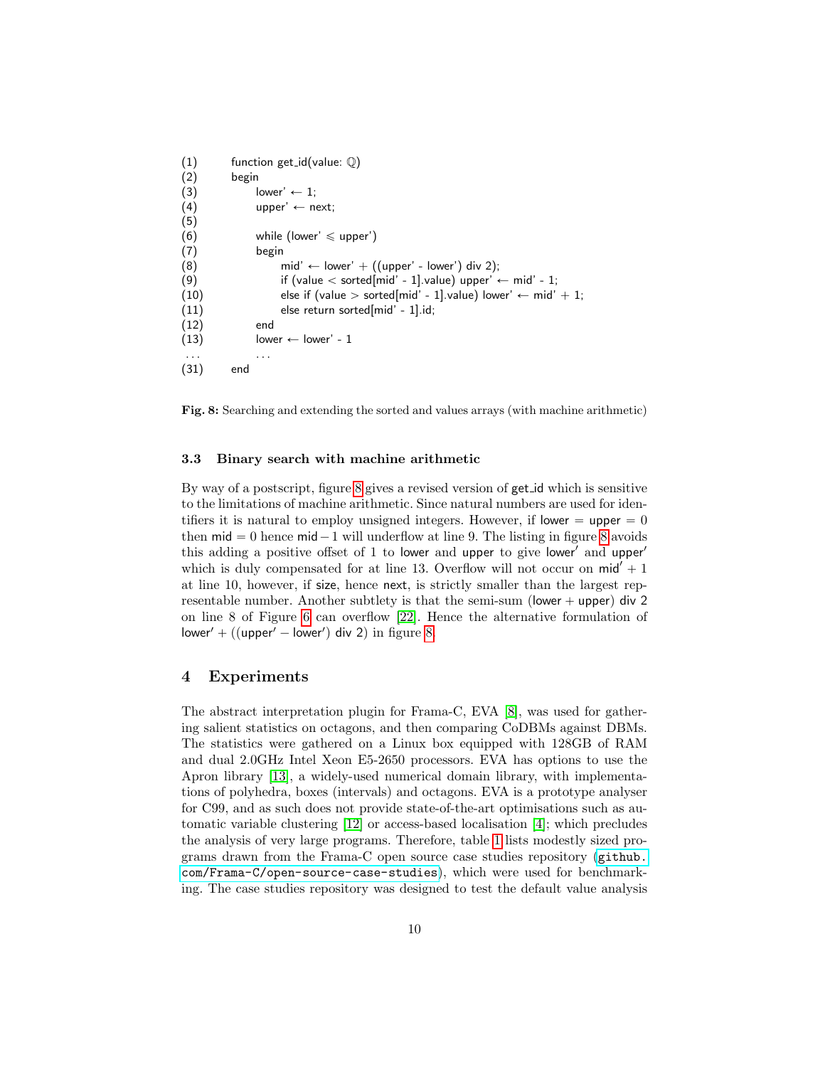```
(1)   function get_id(value: ℚ)
(2)   begin
(3)       lower' ← 1;
(4)       upper' ← next;
(5)
(6)       while (lower' ⩽ upper')
(7)       begin
(8)           mid' ← lower' + ((upper' - lower') div 2);
(9)           if (value < sorted[mid' - 1].value) upper' ← mid' - 1;
(10)          else if (value > sorted[mid' - 1].value) lower' ← mid' + 1;
(11)          else return sorted[mid' - 1].id;
(12)      end
(13)      lower ← lower' - 1
 ...      ...
(31)  end
```

**Fig. 8:** Searching and extending the sorted and values arrays (with machine arithmetic)

### 3.3 Binary search with machine arithmetic

By way of a postscript, figure 8 gives a revised version of get_id which is sensitive to the limitations of machine arithmetic. Since natural numbers are used for identifiers it is natural to employ unsigned integers. However, if $\mathsf{lower} = \mathsf{upper} = 0$ then $\mathsf{mid} = 0$ hence $\mathsf{mid} - 1$ will underflow at line 9. The listing in figure 8 avoids this adding a positive offset of 1 to lower and upper to give $\mathsf{lower}'$ and $\mathsf{upper}'$ which is duly compensated for at line 13. Overflow will not occur on $\mathsf{mid}' + 1$ at line 10, however, if size, hence next, is strictly smaller than the largest representable number. Another subtlety is that the semi-sum $(\mathsf{lower} + \mathsf{upper})$ div 2 on line 8 of Figure 6 can overflow [22]. Hence the alternative formulation of $\mathsf{lower}' + ((\mathsf{upper}' - \mathsf{lower}')$ div 2) in figure 8.

## 4 Experiments

The abstract interpretation plugin for Frama-C, EVA [8], was used for gathering salient statistics on octagons, and then comparing CoDBMs against DBMs. The statistics were gathered on a Linux box equipped with 128GB of RAM and dual 2.0GHz Intel Xeon E5-2650 processors. EVA has options to use the Apron library [13], a widely-used numerical domain library, with implementations of polyhedra, boxes (intervals) and octagons. EVA is a prototype analyser for C99, and as such does not provide state-of-the-art optimisations such as automatic variable clustering [12] or access-based localisation [4]; which precludes the analysis of very large programs. Therefore, table 1 lists modestly sized programs drawn from the Frama-C open source case studies repository (`github.com/Frama-C/open-source-case-studies`), which were used for benchmarking. The case studies repository was designed to test the default value analysis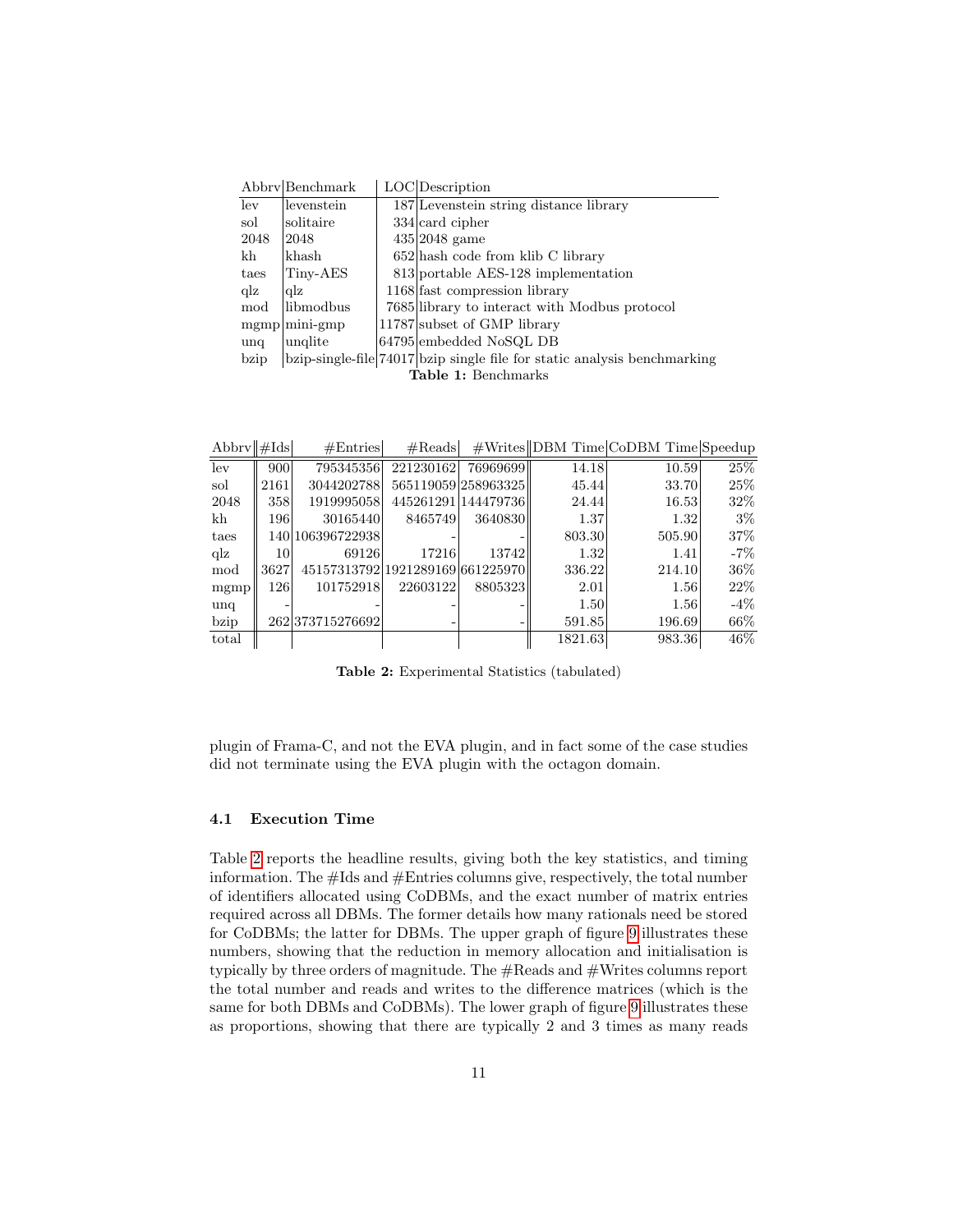| Abbrv | Benchmark | LOC | Description |
|---|---|---|---|
| lev | levenstein | 187 | Levenstein string distance library |
| sol | solitaire | 334 | card cipher |
| 2048 | 2048 | 435 | 2048 game |
| kh | khash | 652 | hash code from klib C library |
| taes | Tiny-AES | 813 | portable AES-128 implementation |
| qlz | qlz | 1168 | fast compression library |
| mod | libmodbus | 7685 | library to interact with Modbus protocol |
| mgmp | mini-gmp | 11787 | subset of GMP library |
| unq | unqlite | 64795 | embedded NoSQL DB |
| bzip | bzip-single-file | 74017 | bzip single file for static analysis benchmarking |

**Table 1:** Benchmarks

| Abbrv | #Ids | #Entries | #Reads | #Writes | DBM Time | CoDBM Time | Speedup |
|---|---|---|---|---|---|---|---|
| lev | 900 | 795345356 | 221230162 | 76969699 | 14.18 | 10.59 | 25% |
| sol | 2161 | 3044202788 | 565119059 | 258963325 | 45.44 | 33.70 | 25% |
| 2048 | 358 | 1919995058 | 445261291 | 144479736 | 24.44 | 16.53 | 32% |
| kh | 196 | 30165440 | 8465749 | 3640830 | 1.37 | 1.32 | 3% |
| taes | 140 | 106396722938 | - | - | 803.30 | 505.90 | 37% |
| qlz | 10 | 69126 | 17216 | 13742 | 1.32 | 1.41 | -7% |
| mod | 3627 | 45157313792 | 1921289169 | 661225970 | 336.22 | 214.10 | 36% |
| mgmp | 126 | 101752918 | 22603122 | 8805323 | 2.01 | 1.56 | 22% |
| unq | - | - | - | - | 1.50 | 1.56 | -4% |
| bzip | 262 | 373715276692 | - | - | 591.85 | 196.69 | 66% |
| total | | | | | 1821.63 | 983.36 | 46% |

**Table 2:** Experimental Statistics (tabulated)

plugin of Frama-C, and not the EVA plugin, and in fact some of the case studies did not terminate using the EVA plugin with the octagon domain.

### 4.1 Execution Time

Table 2 reports the headline results, giving both the key statistics, and timing information. The #Ids and #Entries columns give, respectively, the total number of identifiers allocated using CoDBMs, and the exact number of matrix entries required across all DBMs. The former details how many rationals need be stored for CoDBMs; the latter for DBMs. The upper graph of figure 9 illustrates these numbers, showing that the reduction in memory allocation and initialisation is typically by three orders of magnitude. The #Reads and #Writes columns report the total number and reads and writes to the difference matrices (which is the same for both DBMs and CoDBMs). The lower graph of figure 9 illustrates these as proportions, showing that there are typically 2 and 3 times as many reads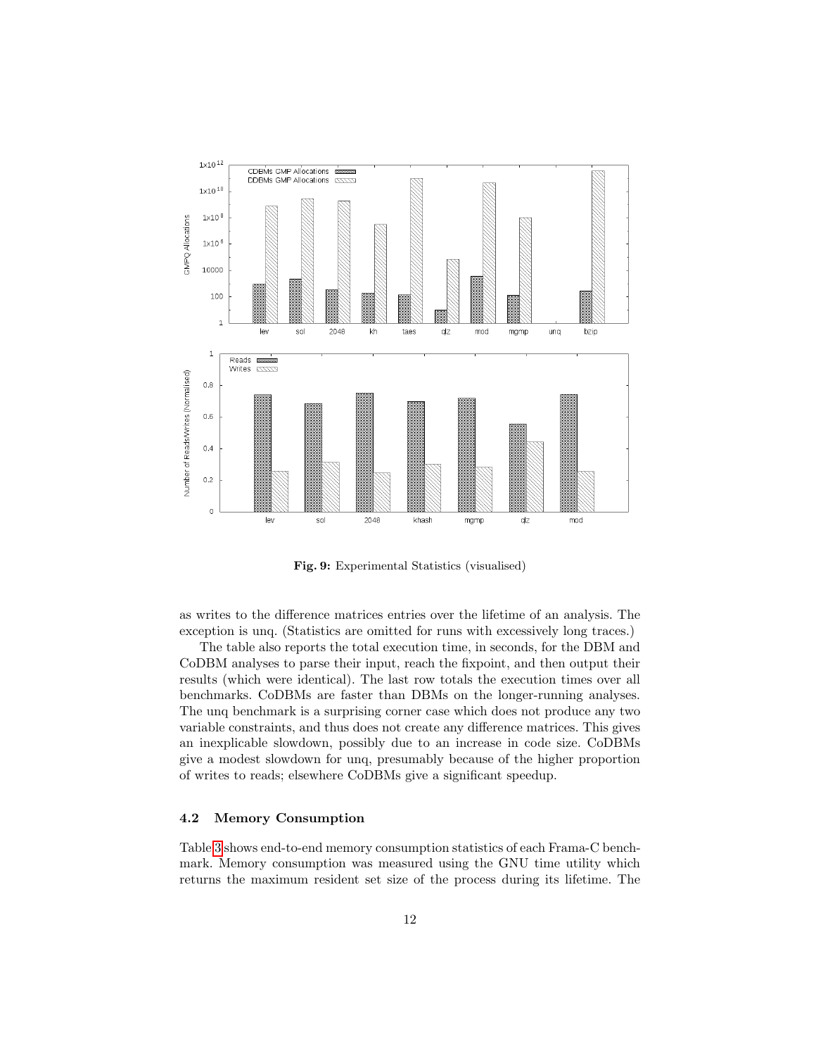**Fig. 9:** Experimental Statistics (visualised)

as writes to the difference matrices entries over the lifetime of an analysis. The exception is unq. (Statistics are omitted for runs with excessively long traces.)

The table also reports the total execution time, in seconds, for the DBM and CoDBM analyses to parse their input, reach the fixpoint, and then output their results (which were identical). The last row totals the execution times over all benchmarks. CoDBMs are faster than DBMs on the longer-running analyses. The unq benchmark is a surprising corner case which does not produce any two variable constraints, and thus does not create any difference matrices. This gives an inexplicable slowdown, possibly due to an increase in code size. CoDBMs give a modest slowdown for unq, presumably because of the higher proportion of writes to reads; elsewhere CoDBMs give a significant speedup.

### 4.2 Memory Consumption

Table 3 shows end-to-end memory consumption statistics of each Frama-C benchmark. Memory consumption was measured using the GNU time utility which returns the maximum resident set size of the process during its lifetime. The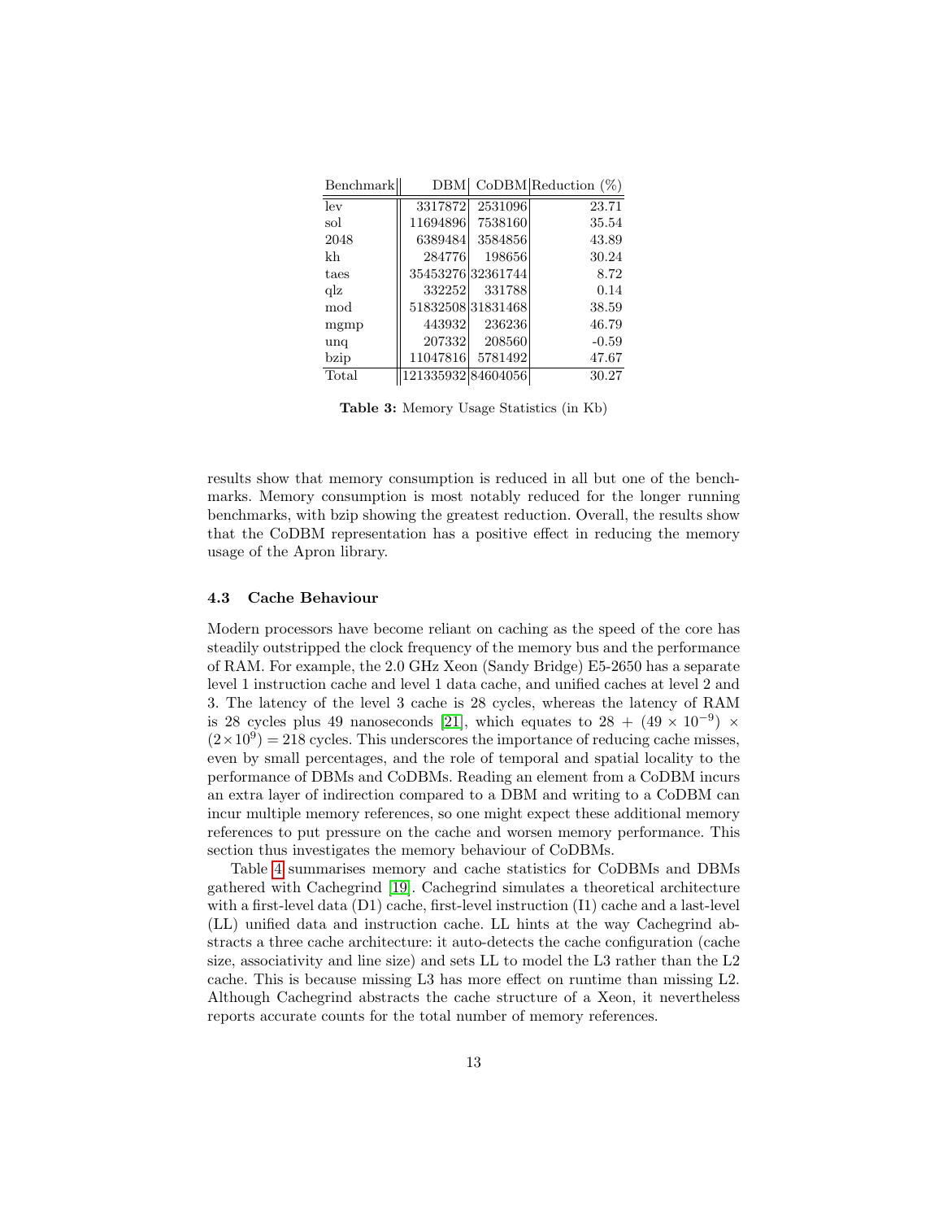| Benchmark | DBM | CoDBM | Reduction (%) |
|---|---|---|---|
| lev | 3317872 | 2531096 | 23.71 |
| sol | 11694896 | 7538160 | 35.54 |
| 2048 | 6389484 | 3584856 | 43.89 |
| kh | 284776 | 198656 | 30.24 |
| taes | 35453276 | 32361744 | 8.72 |
| qlz | 332252 | 331788 | 0.14 |
| mod | 51832508 | 31831468 | 38.59 |
| mgmp | 443932 | 236236 | 46.79 |
| unq | 207332 | 208560 | -0.59 |
| bzip | 11047816 | 5781492 | 47.67 |
| Total | 121335932 | 84604056 | 30.27 |

**Table 3:** Memory Usage Statistics (in Kb)

results show that memory consumption is reduced in all but one of the benchmarks. Memory consumption is most notably reduced for the longer running benchmarks, with bzip showing the greatest reduction. Overall, the results show that the CoDBM representation has a positive effect in reducing the memory usage of the Apron library.

### 4.3 Cache Behaviour

Modern processors have become reliant on caching as the speed of the core has steadily outstripped the clock frequency of the memory bus and the performance of RAM. For example, the 2.0 GHz Xeon (Sandy Bridge) E5-2650 has a separate level 1 instruction cache and level 1 data cache, and unified caches at level 2 and 3. The latency of the level 3 cache is 28 cycles, whereas the latency of RAM is 28 cycles plus 49 nanoseconds [21], which equates to $28 + (49 \times 10^{-9}) \times (2 \times 10^{9}) = 218$ cycles. This underscores the importance of reducing cache misses, even by small percentages, and the role of temporal and spatial locality to the performance of DBMs and CoDBMs. Reading an element from a CoDBM incurs an extra layer of indirection compared to a DBM and writing to a CoDBM can incur multiple memory references, so one might expect these additional memory references to put pressure on the cache and worsen memory performance. This section thus investigates the memory behaviour of CoDBMs.

Table 4 summarises memory and cache statistics for CoDBMs and DBMs gathered with Cachegrind [19]. Cachegrind simulates a theoretical architecture with a first-level data (D1) cache, first-level instruction (I1) cache and a last-level (LL) unified data and instruction cache. LL hints at the way Cachegrind abstracts a three cache architecture: it auto-detects the cache configuration (cache size, associativity and line size) and sets LL to model the L3 rather than the L2 cache. This is because missing L3 has more effect on runtime than missing L2. Although Cachegrind abstracts the cache structure of a Xeon, it nevertheless reports accurate counts for the total number of memory references.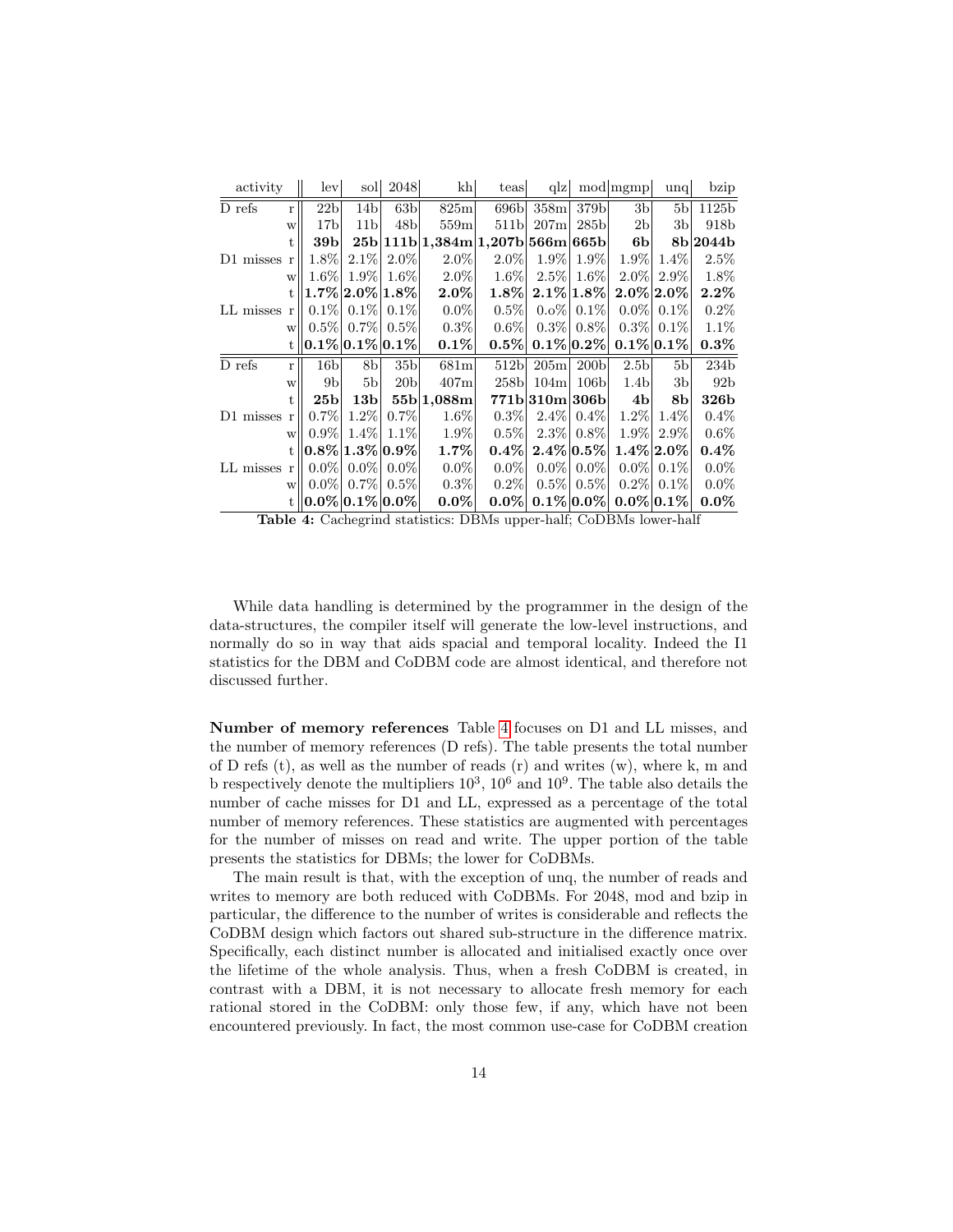| activity | | lev | sol | 2048 | kh | teas | qlz | mod | mgmp | unq | bzip |
|---|---|---|---|---|---|---|---|---|---|---|---|
| D refs | r | 22b | 14b | 63b | 825m | 696b | 358m | 379b | 3b | 5b | 1125b |
| | w | 17b | 11b | 48b | 559m | 511b | 207m | 285b | 2b | 3b | 918b |
| | t | **39b** | **25b** | **111b** | **1,384m** | **1,207b** | **566m** | **665b** | **6b** | **8b** | **2044b** |
| D1 misses | r | 1.8% | 2.1% | 2.0% | 2.0% | 2.0% | 1.9% | 1.9% | 1.9% | 1.4% | 2.5% |
| | w | 1.6% | 1.9% | 1.6% | 2.0% | 1.6% | 2.5% | 1.6% | 2.0% | 2.9% | 1.8% |
| | t | **1.7%** | **2.0%** | **1.8%** | **2.0%** | **1.8%** | **2.1%** | **1.8%** | **2.0%** | **2.0%** | **2.2%** |
| LL misses | r | 0.1% | 0.1% | 0.1% | 0.0% | 0.5% | 0.o% | 0.1% | 0.0% | 0.1% | 0.2% |
| | w | 0.5% | 0.7% | 0.5% | 0.3% | 0.6% | 0.3% | 0.8% | 0.3% | 0.1% | 1.1% |
| | t | **0.1%** | **0.1%** | **0.1%** | **0.1%** | **0.5%** | **0.1%** | **0.2%** | **0.1%** | **0.1%** | **0.3%** |
| D refs | r | 16b | 8b | 35b | 681m | 512b | 205m | 200b | 2.5b | 5b | 234b |
| | w | 9b | 5b | 20b | 407m | 258b | 104m | 106b | 1.4b | 3b | 92b |
| | t | **25b** | **13b** | **55b** | **1,088m** | **771b** | **310m** | **306b** | **4b** | **8b** | **326b** |
| D1 misses | r | 0.7% | 1.2% | 0.7% | 1.6% | 0.3% | 2.4% | 0.4% | 1.2% | 1.4% | 0.4% |
| | w | 0.9% | 1.4% | 1.1% | 1.9% | 0.5% | 2.3% | 0.8% | 1.9% | 2.9% | 0.6% |
| | t | **0.8%** | **1.3%** | **0.9%** | **1.7%** | **0.4%** | **2.4%** | **0.5%** | **1.4%** | **2.0%** | **0.4%** |
| LL misses | r | 0.0% | 0.0% | 0.0% | 0.0% | 0.0% | 0.0% | 0.0% | 0.0% | 0.1% | 0.0% |
| | w | 0.0% | 0.7% | 0.5% | 0.3% | 0.2% | 0.5% | 0.5% | 0.2% | 0.1% | 0.0% |
| | t | **0.0%** | **0.1%** | **0.0%** | **0.0%** | **0.0%** | **0.1%** | **0.0%** | **0.0%** | **0.1%** | **0.0%** |

**Table 4:** Cachegrind statistics: DBMs upper-half; CoDBMs lower-half

While data handling is determined by the programmer in the design of the data-structures, the compiler itself will generate the low-level instructions, and normally do so in way that aids spacial and temporal locality. Indeed the I1 statistics for the DBM and CoDBM code are almost identical, and therefore not discussed further.

**Number of memory references** Table 4 focuses on D1 and LL misses, and the number of memory references (D refs). The table presents the total number of D refs (t), as well as the number of reads (r) and writes (w), where k, m and b respectively denote the multipliers $10^3$, $10^6$ and $10^9$. The table also details the number of cache misses for D1 and LL, expressed as a percentage of the total number of memory references. These statistics are augmented with percentages for the number of misses on read and write. The upper portion of the table presents the statistics for DBMs; the lower for CoDBMs.

The main result is that, with the exception of unq, the number of reads and writes to memory are both reduced with CoDBMs. For 2048, mod and bzip in particular, the difference to the number of writes is considerable and reflects the CoDBM design which factors out shared sub-structure in the difference matrix. Specifically, each distinct number is allocated and initialised exactly once over the lifetime of the whole analysis. Thus, when a fresh CoDBM is created, in contrast with a DBM, it is not necessary to allocate fresh memory for each rational stored in the CoDBM: only those few, if any, which have not been encountered previously. In fact, the most common use-case for CoDBM creation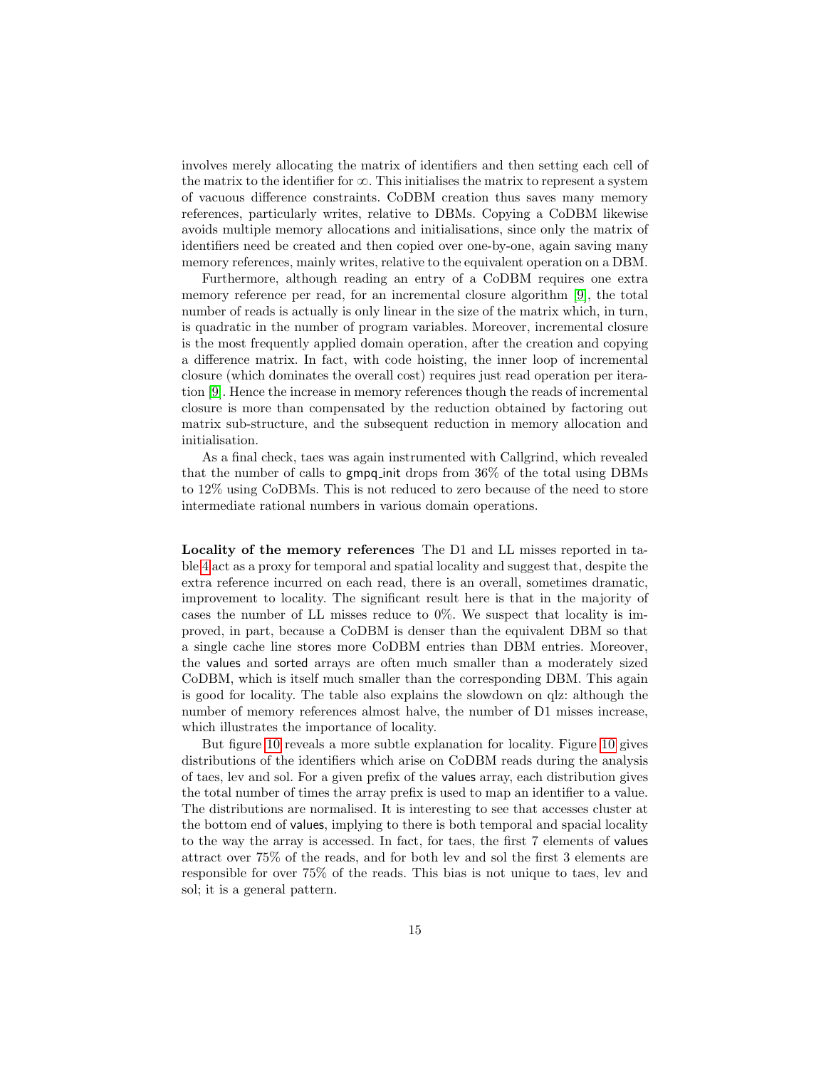involves merely allocating the matrix of identifiers and then setting each cell of the matrix to the identifier for $\infty$. This initialises the matrix to represent a system of vacuous difference constraints. CoDBM creation thus saves many memory references, particularly writes, relative to DBMs. Copying a CoDBM likewise avoids multiple memory allocations and initialisations, since only the matrix of identifiers need be created and then copied over one-by-one, again saving many memory references, mainly writes, relative to the equivalent operation on a DBM.

Furthermore, although reading an entry of a CoDBM requires one extra memory reference per read, for an incremental closure algorithm [9], the total number of reads is actually is only linear in the size of the matrix which, in turn, is quadratic in the number of program variables. Moreover, incremental closure is the most frequently applied domain operation, after the creation and copying a difference matrix. In fact, with code hoisting, the inner loop of incremental closure (which dominates the overall cost) requires just read operation per iteration [9]. Hence the increase in memory references though the reads of incremental closure is more than compensated by the reduction obtained by factoring out matrix sub-structure, and the subsequent reduction in memory allocation and initialisation.

As a final check, taes was again instrumented with Callgrind, which revealed that the number of calls to gmpq_init drops from 36% of the total using DBMs to 12% using CoDBMs. This is not reduced to zero because of the need to store intermediate rational numbers in various domain operations.

**Locality of the memory references** The D1 and LL misses reported in table 4 act as a proxy for temporal and spatial locality and suggest that, despite the extra reference incurred on each read, there is an overall, sometimes dramatic, improvement to locality. The significant result here is that in the majority of cases the number of LL misses reduce to 0%. We suspect that locality is improved, in part, because a CoDBM is denser than the equivalent DBM so that a single cache line stores more CoDBM entries than DBM entries. Moreover, the values and sorted arrays are often much smaller than a moderately sized CoDBM, which is itself much smaller than the corresponding DBM. This again is good for locality. The table also explains the slowdown on qlz: although the number of memory references almost halve, the number of D1 misses increase, which illustrates the importance of locality.

But figure 10 reveals a more subtle explanation for locality. Figure 10 gives distributions of the identifiers which arise on CoDBM reads during the analysis of taes, lev and sol. For a given prefix of the values array, each distribution gives the total number of times the array prefix is used to map an identifier to a value. The distributions are normalised. It is interesting to see that accesses cluster at the bottom end of values, implying to there is both temporal and spacial locality to the way the array is accessed. In fact, for taes, the first 7 elements of values attract over 75% of the reads, and for both lev and sol the first 3 elements are responsible for over 75% of the reads. This bias is not unique to taes, lev and sol; it is a general pattern.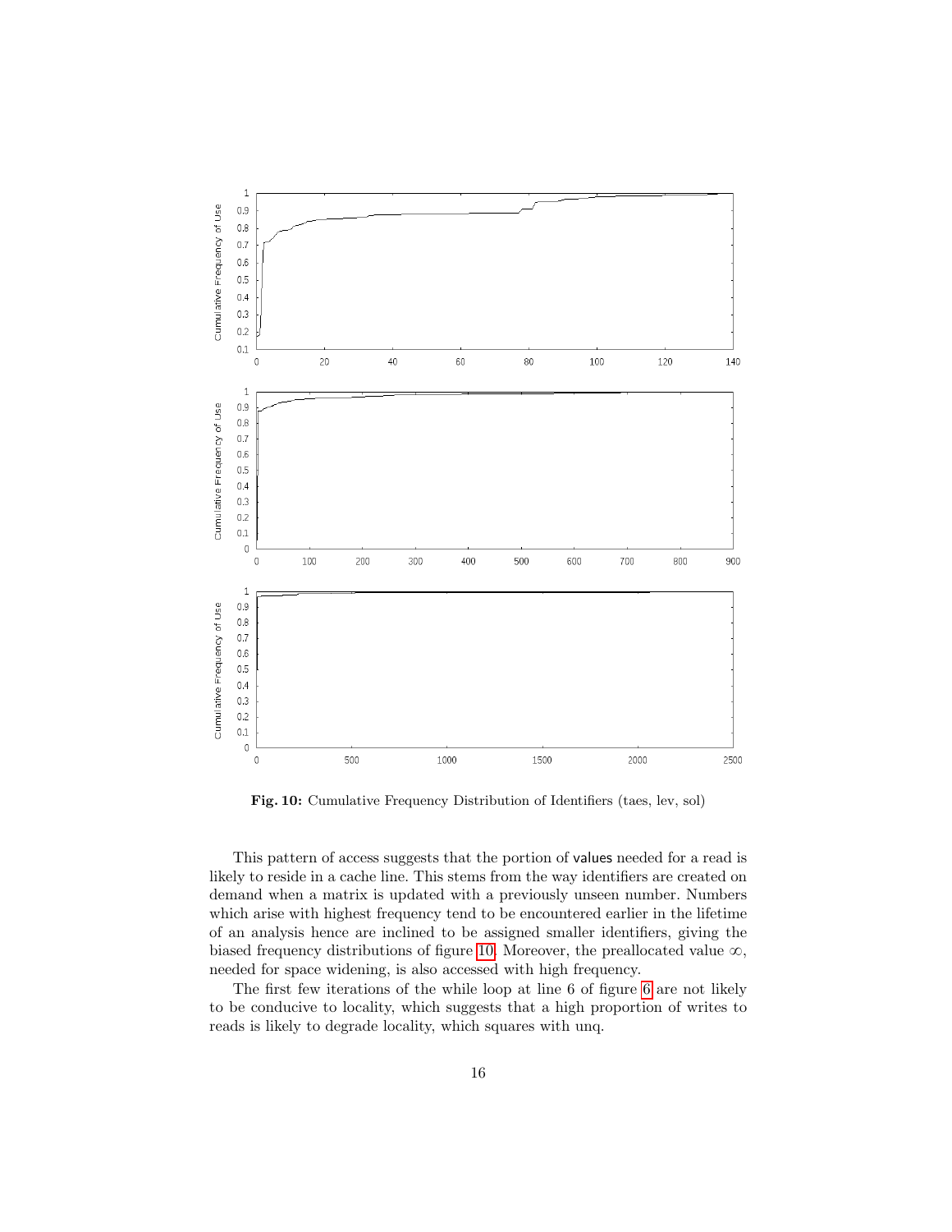**Fig. 10:** Cumulative Frequency Distribution of Identifiers (taes, lev, sol)

This pattern of access suggests that the portion of values needed for a read is likely to reside in a cache line. This stems from the way identifiers are created on demand when a matrix is updated with a previously unseen number. Numbers which arise with highest frequency tend to be encountered earlier in the lifetime of an analysis hence are inclined to be assigned smaller identifiers, giving the biased frequency distributions of figure 10. Moreover, the preallocated value $\infty$, needed for space widening, is also accessed with high frequency.

The first few iterations of the while loop at line 6 of figure 6 are not likely to be conducive to locality, which suggests that a high proportion of writes to reads is likely to degrade locality, which squares with unq.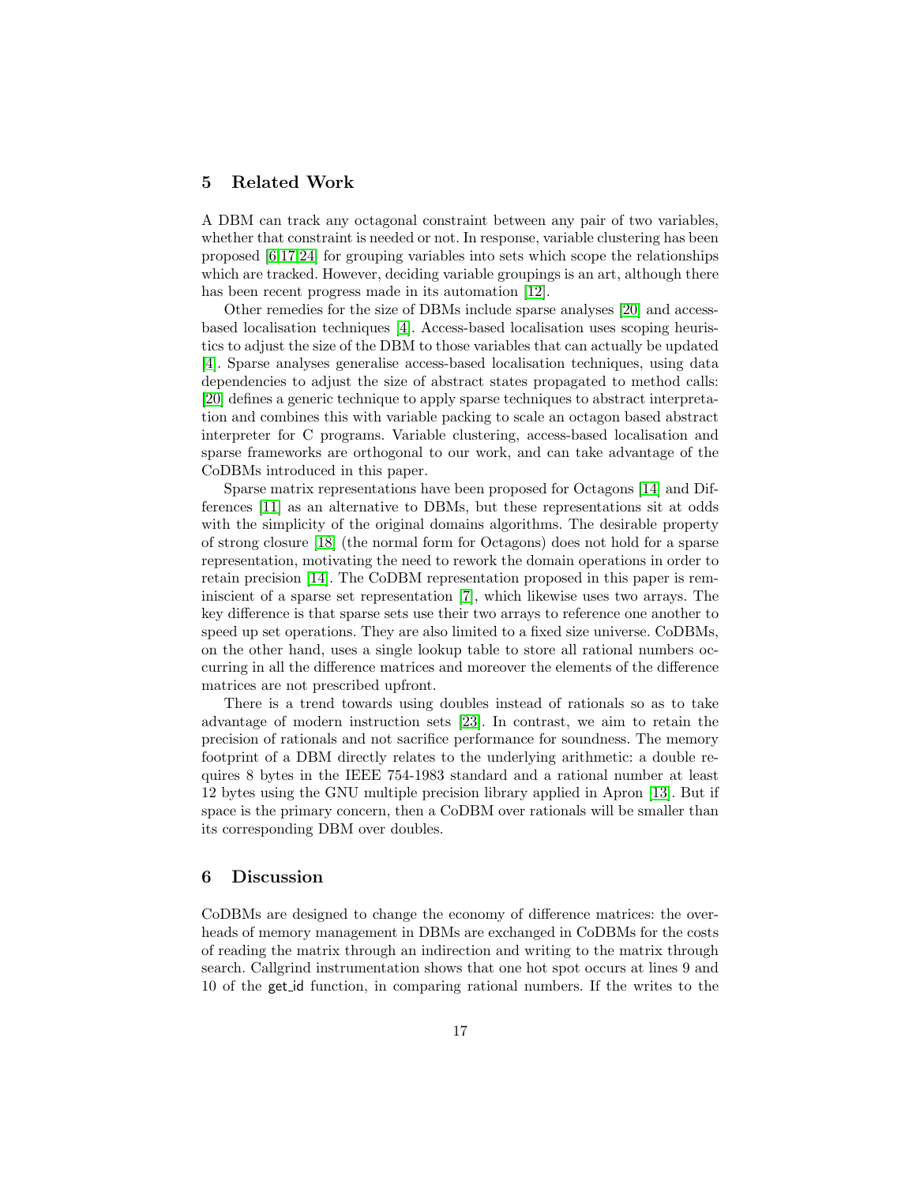## 5 Related Work

A DBM can track any octagonal constraint between any pair of two variables, whether that constraint is needed or not. In response, variable clustering has been proposed [6,17,24] for grouping variables into sets which scope the relationships which are tracked. However, deciding variable groupings is an art, although there has been recent progress made in its automation [12].

Other remedies for the size of DBMs include sparse analyses [20] and access-based localisation techniques [4]. Access-based localisation uses scoping heuristics to adjust the size of the DBM to those variables that can actually be updated [4]. Sparse analyses generalise access-based localisation techniques, using data dependencies to adjust the size of abstract states propagated to method calls: [20] defines a generic technique to apply sparse techniques to abstract interpretation and combines this with variable packing to scale an octagon based abstract interpreter for C programs. Variable clustering, access-based localisation and sparse frameworks are orthogonal to our work, and can take advantage of the CoDBMs introduced in this paper.

Sparse matrix representations have been proposed for Octagons [14] and Differences [11] as an alternative to DBMs, but these representations sit at odds with the simplicity of the original domains algorithms. The desirable property of strong closure [18] (the normal form for Octagons) does not hold for a sparse representation, motivating the need to rework the domain operations in order to retain precision [14]. The CoDBM representation proposed in this paper is reminiscent of a sparse set representation [7], which likewise uses two arrays. The key difference is that sparse sets use their two arrays to reference one another to speed up set operations. They are also limited to a fixed size universe. CoDBMs, on the other hand, uses a single lookup table to store all rational numbers occurring in all the difference matrices and moreover the elements of the difference matrices are not prescribed upfront.

There is a trend towards using doubles instead of rationals so as to take advantage of modern instruction sets [23]. In contrast, we aim to retain the precision of rationals and not sacrifice performance for soundness. The memory footprint of a DBM directly relates to the underlying arithmetic: a double requires 8 bytes in the IEEE 754-1983 standard and a rational number at least 12 bytes using the GNU multiple precision library applied in Apron [13]. But if space is the primary concern, then a CoDBM over rationals will be smaller than its corresponding DBM over doubles.

## 6 Discussion

CoDBMs are designed to change the economy of difference matrices: the overheads of memory management in DBMs are exchanged in CoDBMs for the costs of reading the matrix through an indirection and writing to the matrix through search. Callgrind instrumentation shows that one hot spot occurs at lines 9 and 10 of the get_id function, in comparing rational numbers. If the writes to the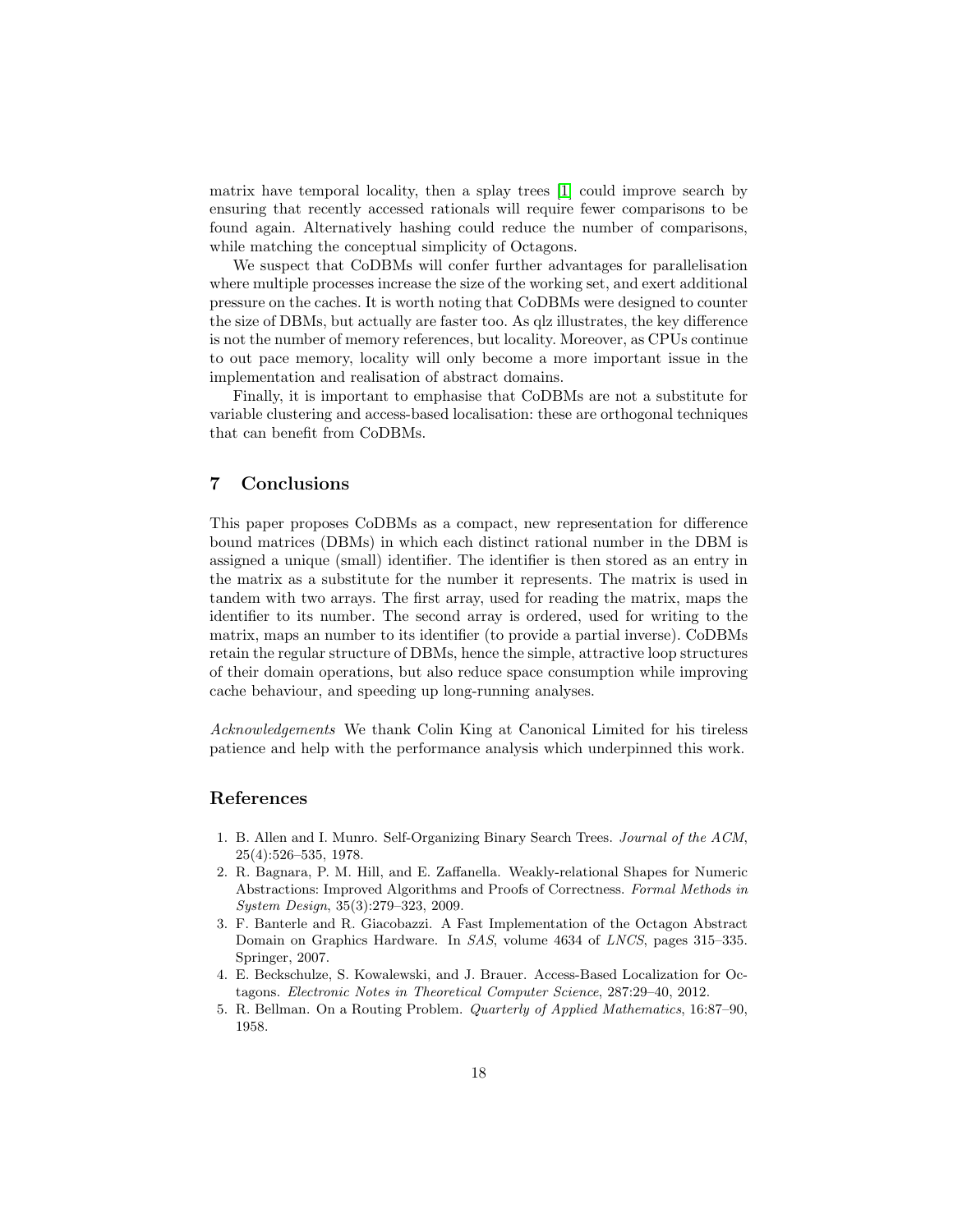matrix have temporal locality, then a splay trees [1] could improve search by ensuring that recently accessed rationals will require fewer comparisons to be found again. Alternatively hashing could reduce the number of comparisons, while matching the conceptual simplicity of Octagons.

We suspect that CoDBMs will confer further advantages for parallelisation where multiple processes increase the size of the working set, and exert additional pressure on the caches. It is worth noting that CoDBMs were designed to counter the size of DBMs, but actually are faster too. As qlz illustrates, the key difference is not the number of memory references, but locality. Moreover, as CPUs continue to out pace memory, locality will only become a more important issue in the implementation and realisation of abstract domains.

Finally, it is important to emphasise that CoDBMs are not a substitute for variable clustering and access-based localisation: these are orthogonal techniques that can benefit from CoDBMs.

## 7 Conclusions

This paper proposes CoDBMs as a compact, new representation for difference bound matrices (DBMs) in which each distinct rational number in the DBM is assigned a unique (small) identifier. The identifier is then stored as an entry in the matrix as a substitute for the number it represents. The matrix is used in tandem with two arrays. The first array, used for reading the matrix, maps the identifier to its number. The second array is ordered, used for writing to the matrix, maps an number to its identifier (to provide a partial inverse). CoDBMs retain the regular structure of DBMs, hence the simple, attractive loop structures of their domain operations, but also reduce space consumption while improving cache behaviour, and speeding up long-running analyses.

*Acknowledgements* We thank Colin King at Canonical Limited for his tireless patience and help with the performance analysis which underpinned this work.

## References

1. B. Allen and I. Munro. Self-Organizing Binary Search Trees. *Journal of the ACM*, 25(4):526–535, 1978.
2. R. Bagnara, P. M. Hill, and E. Zaffanella. Weakly-relational Shapes for Numeric Abstractions: Improved Algorithms and Proofs of Correctness. *Formal Methods in System Design*, 35(3):279–323, 2009.
3. F. Banterle and R. Giacobazzi. A Fast Implementation of the Octagon Abstract Domain on Graphics Hardware. In *SAS*, volume 4634 of *LNCS*, pages 315–335. Springer, 2007.
4. E. Beckschulze, S. Kowalewski, and J. Brauer. Access-Based Localization for Octagons. *Electronic Notes in Theoretical Computer Science*, 287:29–40, 2012.
5. R. Bellman. On a Routing Problem. *Quarterly of Applied Mathematics*, 16:87–90, 1958.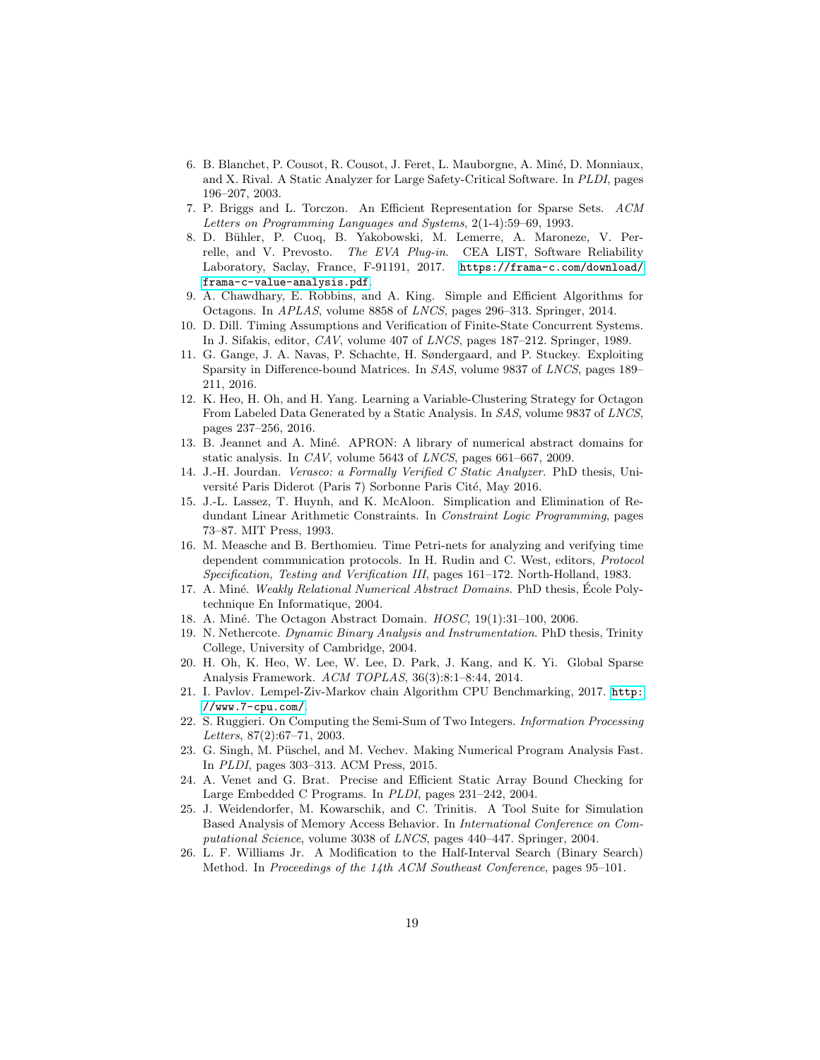6. B. Blanchet, P. Cousot, R. Cousot, J. Feret, L. Mauborgne, A. Miné, D. Monniaux, and X. Rival. A Static Analyzer for Large Safety-Critical Software. In *PLDI*, pages 196–207, 2003.
7. P. Briggs and L. Torczon. An Efficient Representation for Sparse Sets. *ACM Letters on Programming Languages and Systems*, 2(1-4):59–69, 1993.
8. D. Bühler, P. Cuoq, B. Yakobowski, M. Lemerre, A. Maroneze, V. Perrelle, and V. Prevosto. *The EVA Plug-in*. CEA LIST, Software Reliability Laboratory, Saclay, France, F-91191, 2017. `https://frama-c.com/download/frama-c-value-analysis.pdf`.
9. A. Chawdhary, E. Robbins, and A. King. Simple and Efficient Algorithms for Octagons. In *APLAS*, volume 8858 of *LNCS*, pages 296–313. Springer, 2014.
10. D. Dill. Timing Assumptions and Verification of Finite-State Concurrent Systems. In J. Sifakis, editor, *CAV*, volume 407 of *LNCS*, pages 187–212. Springer, 1989.
11. G. Gange, J. A. Navas, P. Schachte, H. Søndergaard, and P. Stuckey. Exploiting Sparsity in Difference-bound Matrices. In *SAS*, volume 9837 of *LNCS*, pages 189–211, 2016.
12. K. Heo, H. Oh, and H. Yang. Learning a Variable-Clustering Strategy for Octagon From Labeled Data Generated by a Static Analysis. In *SAS*, volume 9837 of *LNCS*, pages 237–256, 2016.
13. B. Jeannet and A. Miné. APRON: A library of numerical abstract domains for static analysis. In *CAV*, volume 5643 of *LNCS*, pages 661–667, 2009.
14. J.-H. Jourdan. *Verasco: a Formally Verified C Static Analyzer*. PhD thesis, Université Paris Diderot (Paris 7) Sorbonne Paris Cité, May 2016.
15. J.-L. Lassez, T. Huynh, and K. McAloon. Simplication and Elimination of Redundant Linear Arithmetic Constraints. In *Constraint Logic Programming*, pages 73–87. MIT Press, 1993.
16. M. Measche and B. Berthomieu. Time Petri-nets for analyzing and verifying time dependent communication protocols. In H. Rudin and C. West, editors, *Protocol Specification, Testing and Verification III*, pages 161–172. North-Holland, 1983.
17. A. Miné. *Weakly Relational Numerical Abstract Domains*. PhD thesis, École Polytechnique En Informatique, 2004.
18. A. Miné. The Octagon Abstract Domain. *HOSC*, 19(1):31–100, 2006.
19. N. Nethercote. *Dynamic Binary Analysis and Instrumentation*. PhD thesis, Trinity College, University of Cambridge, 2004.
20. H. Oh, K. Heo, W. Lee, W. Lee, D. Park, J. Kang, and K. Yi. Global Sparse Analysis Framework. *ACM TOPLAS*, 36(3):8:1–8:44, 2014.
21. I. Pavlov. Lempel-Ziv-Markov chain Algorithm CPU Benchmarking, 2017. `http://www.7-cpu.com/`.
22. S. Ruggieri. On Computing the Semi-Sum of Two Integers. *Information Processing Letters*, 87(2):67–71, 2003.
23. G. Singh, M. Püschel, and M. Vechev. Making Numerical Program Analysis Fast. In *PLDI*, pages 303–313. ACM Press, 2015.
24. A. Venet and G. Brat. Precise and Efficient Static Array Bound Checking for Large Embedded C Programs. In *PLDI*, pages 231–242, 2004.
25. J. Weidendorfer, M. Kowarschik, and C. Trinitis. A Tool Suite for Simulation Based Analysis of Memory Access Behavior. In *International Conference on Computational Science*, volume 3038 of *LNCS*, pages 440–447. Springer, 2004.
26. L. F. Williams Jr. A Modification to the Half-Interval Search (Binary Search) Method. In *Proceedings of the 14th ACM Southeast Conference*, pages 95–101.